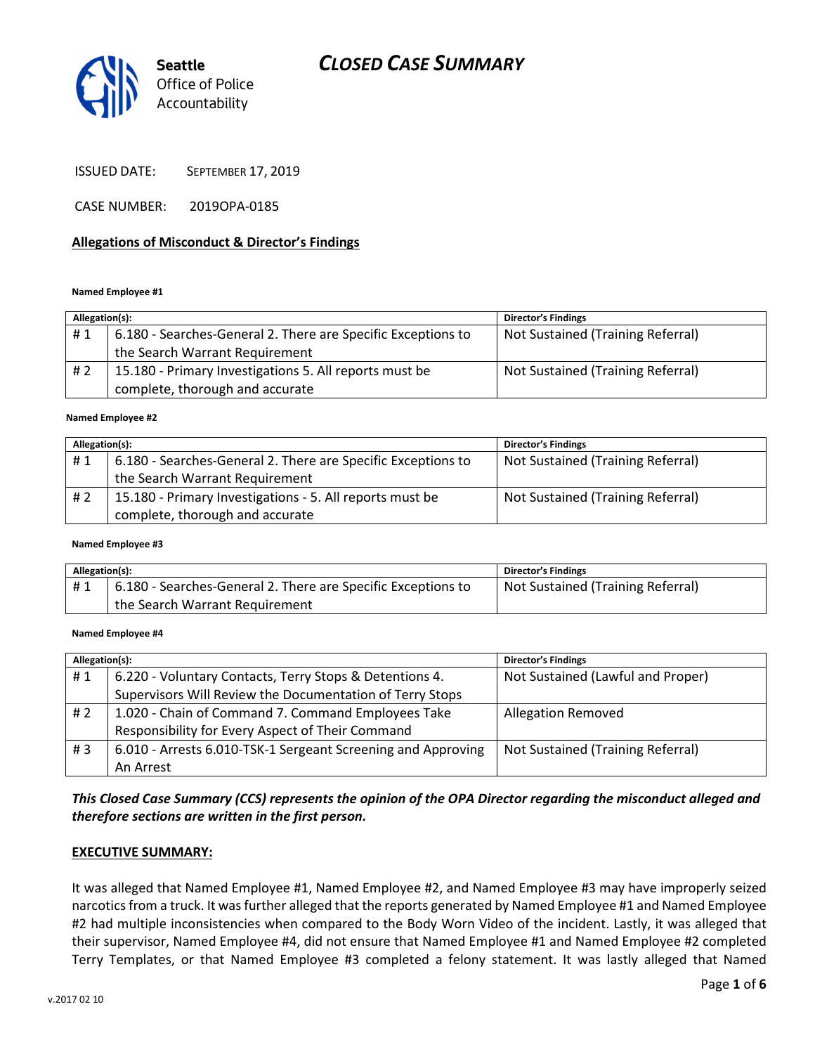# CLOSED CASE SUMMARY

Seattle Office of Police Accountability

ISSUED DATE: SEPTEMBER 17, 2019

CASE NUMBER: 2019OPA-0185

## Allegations of Misconduct & Director's Findings

**Named Employee #1**

| Allegation(s): | | Director's Findings |
|---|---|---|
| # 1 | 6.180 - Searches-General 2. There are Specific Exceptions to the Search Warrant Requirement | Not Sustained (Training Referral) |
| # 2 | 15.180 - Primary Investigations 5. All reports must be complete, thorough and accurate | Not Sustained (Training Referral) |

**Named Employee #2**

| Allegation(s): | | Director's Findings |
|---|---|---|
| # 1 | 6.180 - Searches-General 2. There are Specific Exceptions to the Search Warrant Requirement | Not Sustained (Training Referral) |
| # 2 | 15.180 - Primary Investigations - 5. All reports must be complete, thorough and accurate | Not Sustained (Training Referral) |

**Named Employee #3**

| Allegation(s): | | Director's Findings |
|---|---|---|
| # 1 | 6.180 - Searches-General 2. There are Specific Exceptions to the Search Warrant Requirement | Not Sustained (Training Referral) |

**Named Employee #4**

| Allegation(s): | | Director's Findings |
|---|---|---|
| # 1 | 6.220 - Voluntary Contacts, Terry Stops & Detentions 4. Supervisors Will Review the Documentation of Terry Stops | Not Sustained (Lawful and Proper) |
| # 2 | 1.020 - Chain of Command 7. Command Employees Take Responsibility for Every Aspect of Their Command | Allegation Removed |
| # 3 | 6.010 - Arrests 6.010-TSK-1 Sergeant Screening and Approving An Arrest | Not Sustained (Training Referral) |

***This Closed Case Summary (CCS) represents the opinion of the OPA Director regarding the misconduct alleged and therefore sections are written in the first person.***

**EXECUTIVE SUMMARY:**

It was alleged that Named Employee #1, Named Employee #2, and Named Employee #3 may have improperly seized narcotics from a truck. It was further alleged that the reports generated by Named Employee #1 and Named Employee #2 had multiple inconsistencies when compared to the Body Worn Video of the incident. Lastly, it was alleged that their supervisor, Named Employee #4, did not ensure that Named Employee #1 and Named Employee #2 completed Terry Templates, or that Named Employee #3 completed a felony statement. It was lastly alleged that Named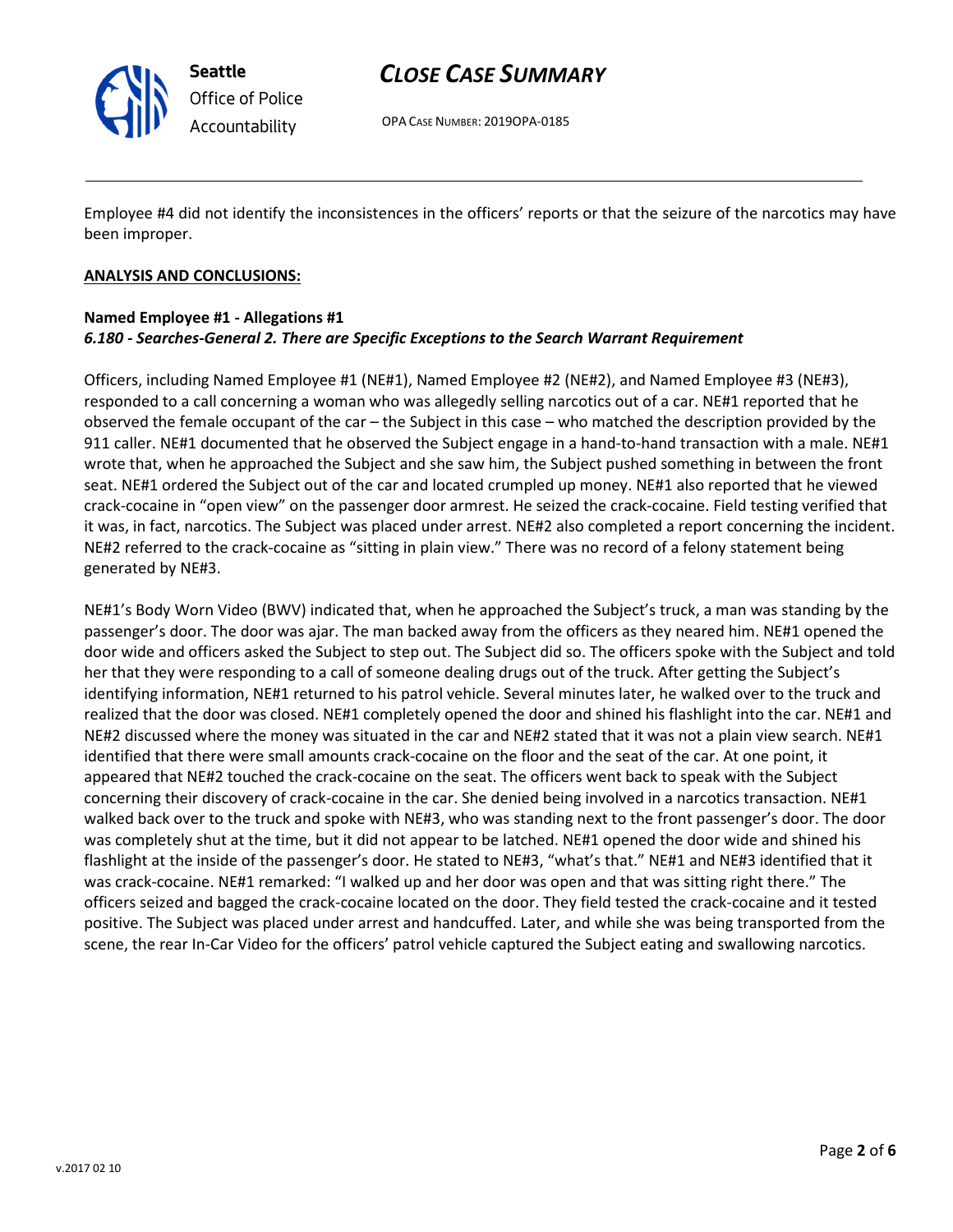Employee #4 did not identify the inconsistences in the officers' reports or that the seizure of the narcotics may have been improper.

**ANALYSIS AND CONCLUSIONS:**

**Named Employee #1 - Allegations #1**
***6.180 - Searches-General 2. There are Specific Exceptions to the Search Warrant Requirement***

Officers, including Named Employee #1 (NE#1), Named Employee #2 (NE#2), and Named Employee #3 (NE#3), responded to a call concerning a woman who was allegedly selling narcotics out of a car. NE#1 reported that he observed the female occupant of the car – the Subject in this case – who matched the description provided by the 911 caller. NE#1 documented that he observed the Subject engage in a hand-to-hand transaction with a male. NE#1 wrote that, when he approached the Subject and she saw him, the Subject pushed something in between the front seat. NE#1 ordered the Subject out of the car and located crumpled up money. NE#1 also reported that he viewed crack-cocaine in "open view" on the passenger door armrest. He seized the crack-cocaine. Field testing verified that it was, in fact, narcotics. The Subject was placed under arrest. NE#2 also completed a report concerning the incident. NE#2 referred to the crack-cocaine as "sitting in plain view." There was no record of a felony statement being generated by NE#3.

NE#1's Body Worn Video (BWV) indicated that, when he approached the Subject's truck, a man was standing by the passenger's door. The door was ajar. The man backed away from the officers as they neared him. NE#1 opened the door wide and officers asked the Subject to step out. The Subject did so. The officers spoke with the Subject and told her that they were responding to a call of someone dealing drugs out of the truck. After getting the Subject's identifying information, NE#1 returned to his patrol vehicle. Several minutes later, he walked over to the truck and realized that the door was closed. NE#1 completely opened the door and shined his flashlight into the car. NE#1 and NE#2 discussed where the money was situated in the car and NE#2 stated that it was not a plain view search. NE#1 identified that there were small amounts crack-cocaine on the floor and the seat of the car. At one point, it appeared that NE#2 touched the crack-cocaine on the seat. The officers went back to speak with the Subject concerning their discovery of crack-cocaine in the car. She denied being involved in a narcotics transaction. NE#1 walked back over to the truck and spoke with NE#3, who was standing next to the front passenger's door. The door was completely shut at the time, but it did not appear to be latched. NE#1 opened the door wide and shined his flashlight at the inside of the passenger's door. He stated to NE#3, "what's that." NE#1 and NE#3 identified that it was crack-cocaine. NE#1 remarked: "I walked up and her door was open and that was sitting right there." The officers seized and bagged the crack-cocaine located on the door. They field tested the crack-cocaine and it tested positive. The Subject was placed under arrest and handcuffed. Later, and while she was being transported from the scene, the rear In-Car Video for the officers' patrol vehicle captured the Subject eating and swallowing narcotics.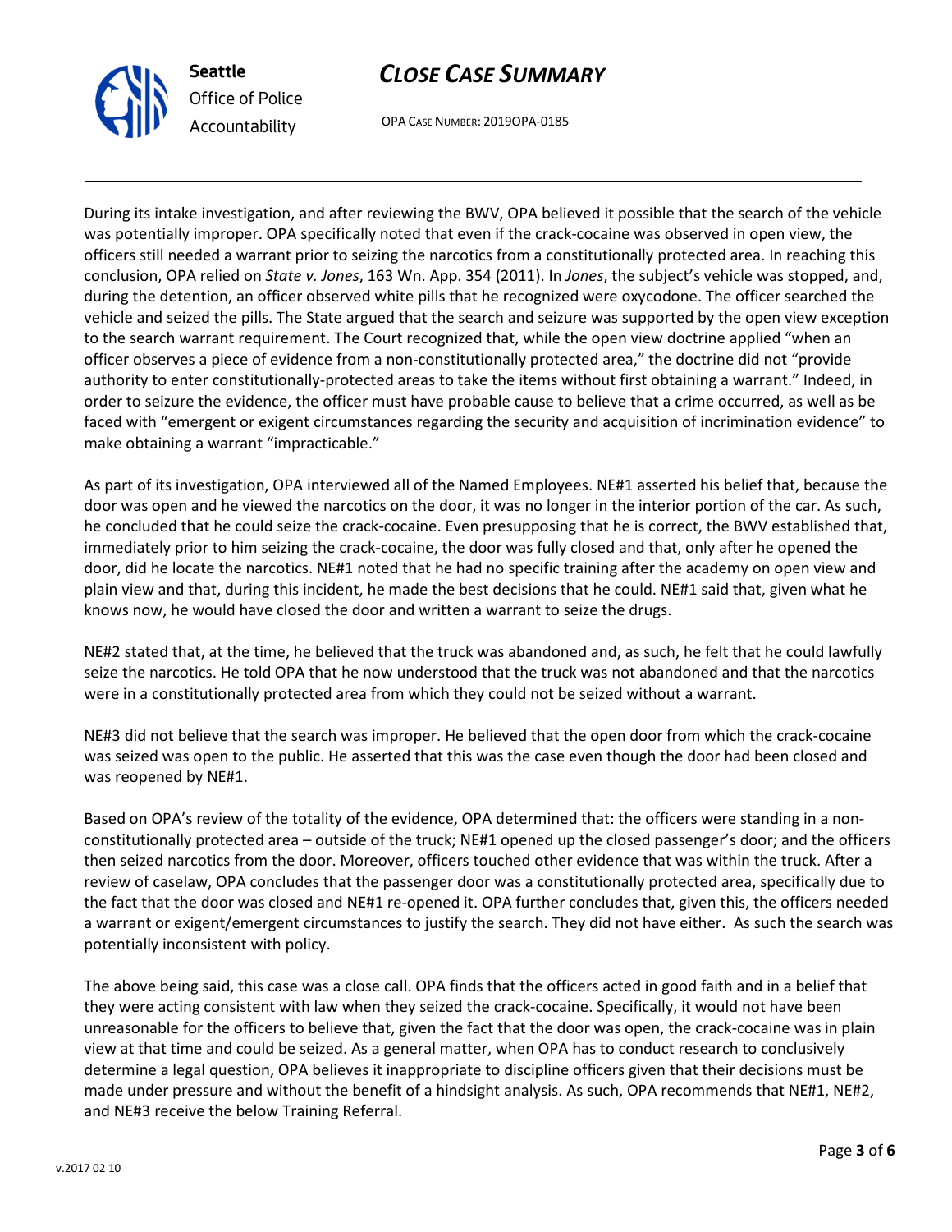During its intake investigation, and after reviewing the BWV, OPA believed it possible that the search of the vehicle was potentially improper. OPA specifically noted that even if the crack-cocaine was observed in open view, the officers still needed a warrant prior to seizing the narcotics from a constitutionally protected area. In reaching this conclusion, OPA relied on *State v. Jones*, 163 Wn. App. 354 (2011). In *Jones*, the subject's vehicle was stopped, and, during the detention, an officer observed white pills that he recognized were oxycodone. The officer searched the vehicle and seized the pills. The State argued that the search and seizure was supported by the open view exception to the search warrant requirement. The Court recognized that, while the open view doctrine applied "when an officer observes a piece of evidence from a non-constitutionally protected area," the doctrine did not "provide authority to enter constitutionally-protected areas to take the items without first obtaining a warrant." Indeed, in order to seizure the evidence, the officer must have probable cause to believe that a crime occurred, as well as be faced with "emergent or exigent circumstances regarding the security and acquisition of incrimination evidence" to make obtaining a warrant "impracticable."

As part of its investigation, OPA interviewed all of the Named Employees. NE#1 asserted his belief that, because the door was open and he viewed the narcotics on the door, it was no longer in the interior portion of the car. As such, he concluded that he could seize the crack-cocaine. Even presupposing that he is correct, the BWV established that, immediately prior to him seizing the crack-cocaine, the door was fully closed and that, only after he opened the door, did he locate the narcotics. NE#1 noted that he had no specific training after the academy on open view and plain view and that, during this incident, he made the best decisions that he could. NE#1 said that, given what he knows now, he would have closed the door and written a warrant to seize the drugs.

NE#2 stated that, at the time, he believed that the truck was abandoned and, as such, he felt that he could lawfully seize the narcotics. He told OPA that he now understood that the truck was not abandoned and that the narcotics were in a constitutionally protected area from which they could not be seized without a warrant.

NE#3 did not believe that the search was improper. He believed that the open door from which the crack-cocaine was seized was open to the public. He asserted that this was the case even though the door had been closed and was reopened by NE#1.

Based on OPA's review of the totality of the evidence, OPA determined that: the officers were standing in a non-constitutionally protected area – outside of the truck; NE#1 opened up the closed passenger's door; and the officers then seized narcotics from the door. Moreover, officers touched other evidence that was within the truck. After a review of caselaw, OPA concludes that the passenger door was a constitutionally protected area, specifically due to the fact that the door was closed and NE#1 re-opened it. OPA further concludes that, given this, the officers needed a warrant or exigent/emergent circumstances to justify the search. They did not have either. As such the search was potentially inconsistent with policy.

The above being said, this case was a close call. OPA finds that the officers acted in good faith and in a belief that they were acting consistent with law when they seized the crack-cocaine. Specifically, it would not have been unreasonable for the officers to believe that, given the fact that the door was open, the crack-cocaine was in plain view at that time and could be seized. As a general matter, when OPA has to conduct research to conclusively determine a legal question, OPA believes it inappropriate to discipline officers given that their decisions must be made under pressure and without the benefit of a hindsight analysis. As such, OPA recommends that NE#1, NE#2, and NE#3 receive the below Training Referral.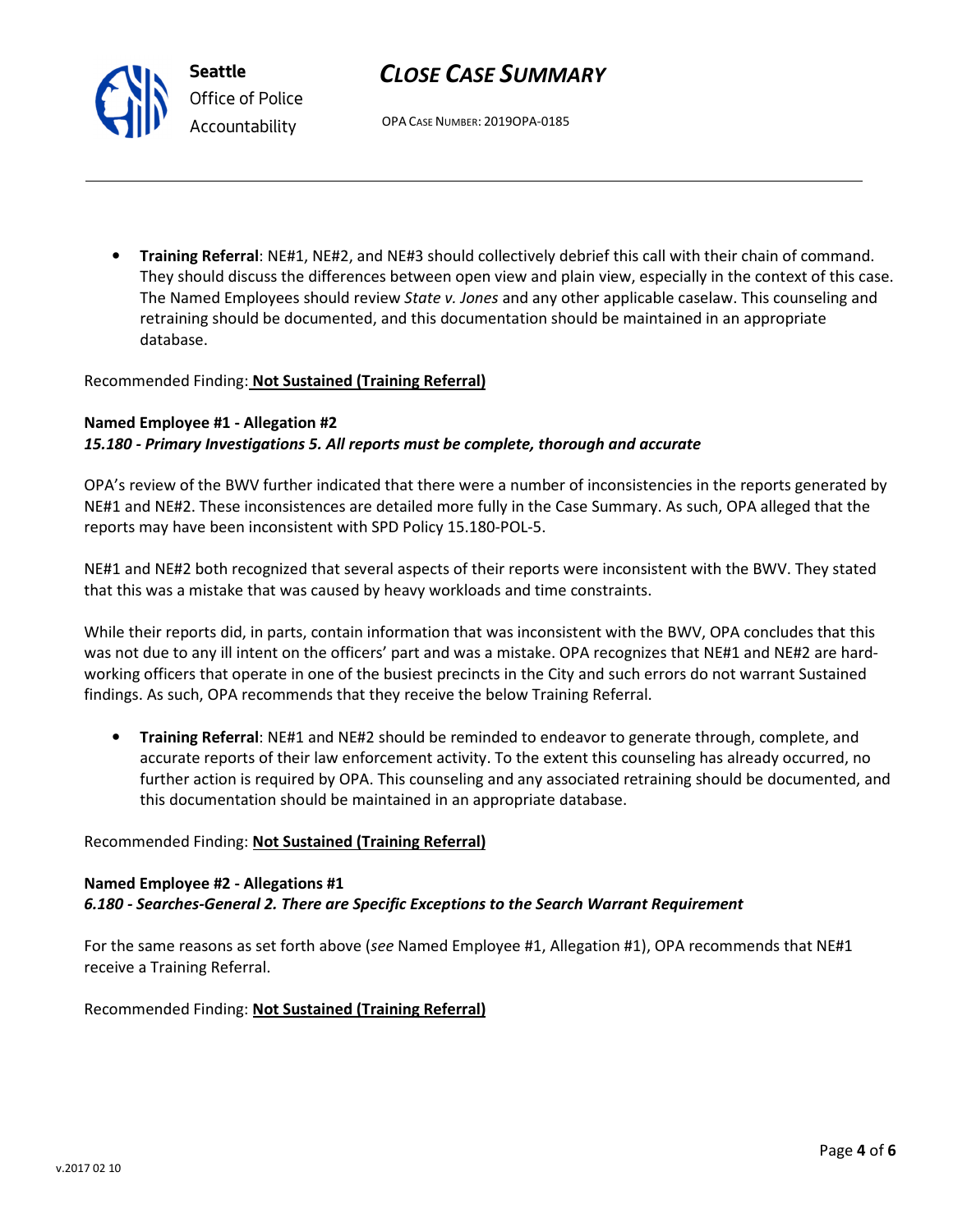- **Training Referral**: NE#1, NE#2, and NE#3 should collectively debrief this call with their chain of command. They should discuss the differences between open view and plain view, especially in the context of this case. The Named Employees should review *State v. Jones* and any other applicable caselaw. This counseling and retraining should be documented, and this documentation should be maintained in an appropriate database.

Recommended Finding: **Not Sustained (Training Referral)**

**Named Employee #1 - Allegation #2**
***15.180 - Primary Investigations 5. All reports must be complete, thorough and accurate***

OPA's review of the BWV further indicated that there were a number of inconsistencies in the reports generated by NE#1 and NE#2. These inconsistences are detailed more fully in the Case Summary. As such, OPA alleged that the reports may have been inconsistent with SPD Policy 15.180-POL-5.

NE#1 and NE#2 both recognized that several aspects of their reports were inconsistent with the BWV. They stated that this was a mistake that was caused by heavy workloads and time constraints.

While their reports did, in parts, contain information that was inconsistent with the BWV, OPA concludes that this was not due to any ill intent on the officers' part and was a mistake. OPA recognizes that NE#1 and NE#2 are hard-working officers that operate in one of the busiest precincts in the City and such errors do not warrant Sustained findings. As such, OPA recommends that they receive the below Training Referral.

- **Training Referral**: NE#1 and NE#2 should be reminded to endeavor to generate through, complete, and accurate reports of their law enforcement activity. To the extent this counseling has already occurred, no further action is required by OPA. This counseling and any associated retraining should be documented, and this documentation should be maintained in an appropriate database.

Recommended Finding: **Not Sustained (Training Referral)**

**Named Employee #2 - Allegations #1**
***6.180 - Searches-General 2. There are Specific Exceptions to the Search Warrant Requirement***

For the same reasons as set forth above (*see* Named Employee #1, Allegation #1), OPA recommends that NE#1 receive a Training Referral.

Recommended Finding: **Not Sustained (Training Referral)**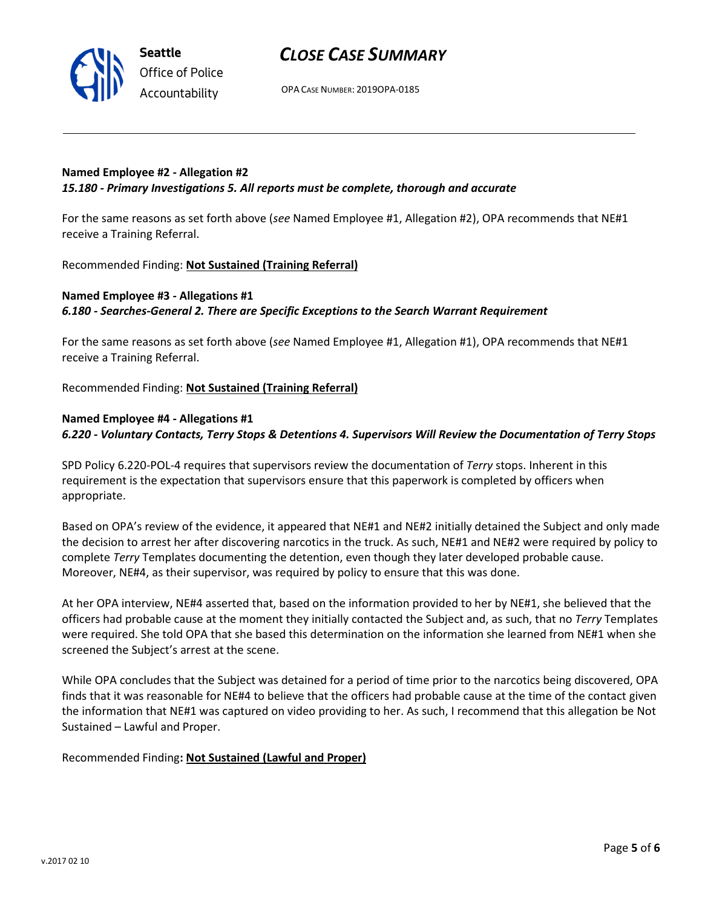**Named Employee #2 - Allegation #2**
***15.180 - Primary Investigations 5. All reports must be complete, thorough and accurate***

For the same reasons as set forth above (*see* Named Employee #1, Allegation #2), OPA recommends that NE#1 receive a Training Referral.

Recommended Finding: **Not Sustained (Training Referral)**

**Named Employee #3 - Allegations #1**
***6.180 - Searches-General 2. There are Specific Exceptions to the Search Warrant Requirement***

For the same reasons as set forth above (*see* Named Employee #1, Allegation #1), OPA recommends that NE#1 receive a Training Referral.

Recommended Finding: **Not Sustained (Training Referral)**

**Named Employee #4 - Allegations #1**
***6.220 - Voluntary Contacts, Terry Stops & Detentions 4. Supervisors Will Review the Documentation of Terry Stops***

SPD Policy 6.220-POL-4 requires that supervisors review the documentation of *Terry* stops. Inherent in this requirement is the expectation that supervisors ensure that this paperwork is completed by officers when appropriate.

Based on OPA's review of the evidence, it appeared that NE#1 and NE#2 initially detained the Subject and only made the decision to arrest her after discovering narcotics in the truck. As such, NE#1 and NE#2 were required by policy to complete *Terry* Templates documenting the detention, even though they later developed probable cause. Moreover, NE#4, as their supervisor, was required by policy to ensure that this was done.

At her OPA interview, NE#4 asserted that, based on the information provided to her by NE#1, she believed that the officers had probable cause at the moment they initially contacted the Subject and, as such, that no *Terry* Templates were required. She told OPA that she based this determination on the information she learned from NE#1 when she screened the Subject's arrest at the scene.

While OPA concludes that the Subject was detained for a period of time prior to the narcotics being discovered, OPA finds that it was reasonable for NE#4 to believe that the officers had probable cause at the time of the contact given the information that NE#1 was captured on video providing to her. As such, I recommend that this allegation be Not Sustained – Lawful and Proper.

Recommended Finding**: Not Sustained (Lawful and Proper)**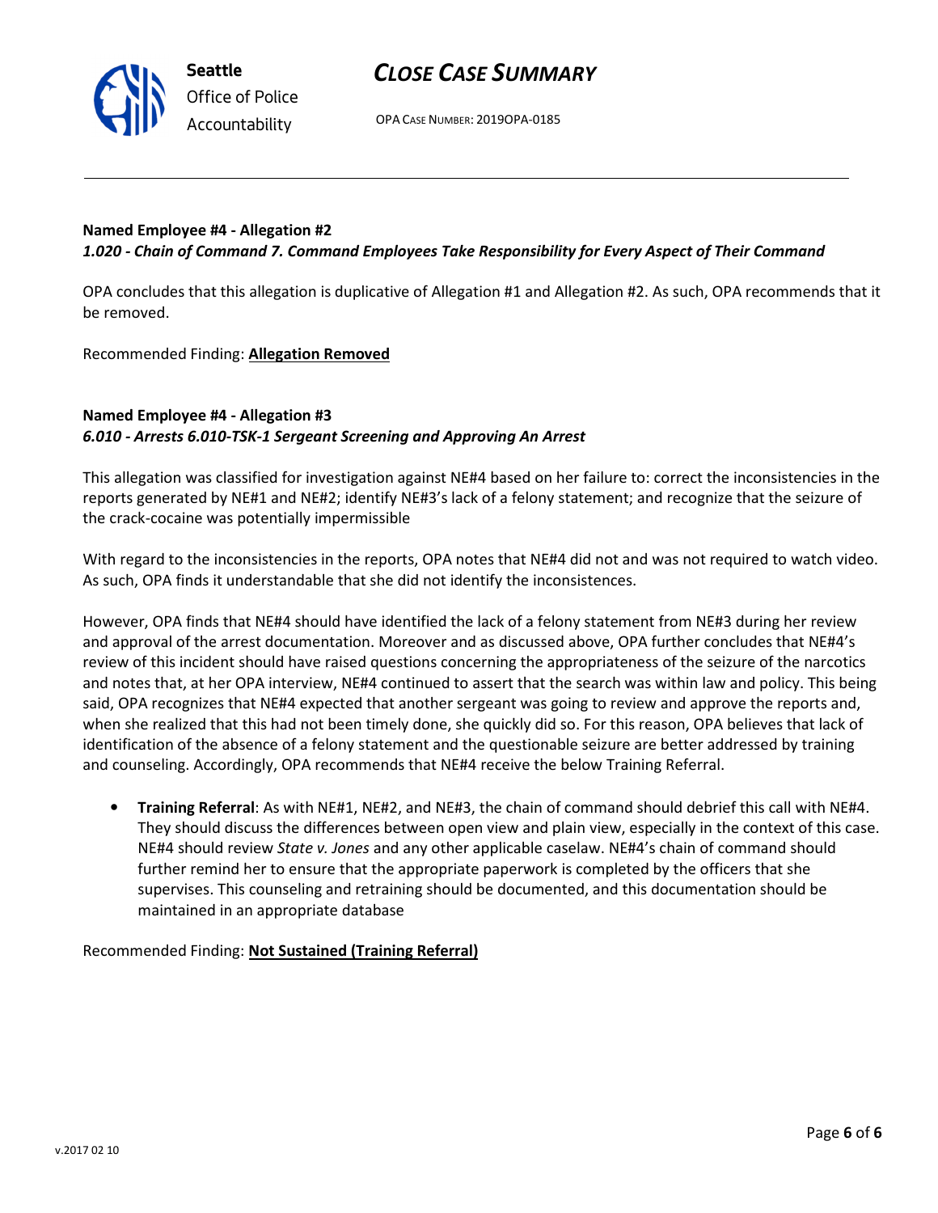**Named Employee #4 - Allegation #2**
***1.020 - Chain of Command 7. Command Employees Take Responsibility for Every Aspect of Their Command***

OPA concludes that this allegation is duplicative of Allegation #1 and Allegation #2. As such, OPA recommends that it be removed.

Recommended Finding: **Allegation Removed**

**Named Employee #4 - Allegation #3**
***6.010 - Arrests 6.010-TSK-1 Sergeant Screening and Approving An Arrest***

This allegation was classified for investigation against NE#4 based on her failure to: correct the inconsistencies in the reports generated by NE#1 and NE#2; identify NE#3's lack of a felony statement; and recognize that the seizure of the crack-cocaine was potentially impermissible

With regard to the inconsistencies in the reports, OPA notes that NE#4 did not and was not required to watch video. As such, OPA finds it understandable that she did not identify the inconsistences.

However, OPA finds that NE#4 should have identified the lack of a felony statement from NE#3 during her review and approval of the arrest documentation. Moreover and as discussed above, OPA further concludes that NE#4's review of this incident should have raised questions concerning the appropriateness of the seizure of the narcotics and notes that, at her OPA interview, NE#4 continued to assert that the search was within law and policy. This being said, OPA recognizes that NE#4 expected that another sergeant was going to review and approve the reports and, when she realized that this had not been timely done, she quickly did so. For this reason, OPA believes that lack of identification of the absence of a felony statement and the questionable seizure are better addressed by training and counseling. Accordingly, OPA recommends that NE#4 receive the below Training Referral.

- **Training Referral**: As with NE#1, NE#2, and NE#3, the chain of command should debrief this call with NE#4. They should discuss the differences between open view and plain view, especially in the context of this case. NE#4 should review *State v. Jones* and any other applicable caselaw. NE#4's chain of command should further remind her to ensure that the appropriate paperwork is completed by the officers that she supervises. This counseling and retraining should be documented, and this documentation should be maintained in an appropriate database

Recommended Finding: **Not Sustained (Training Referral)**